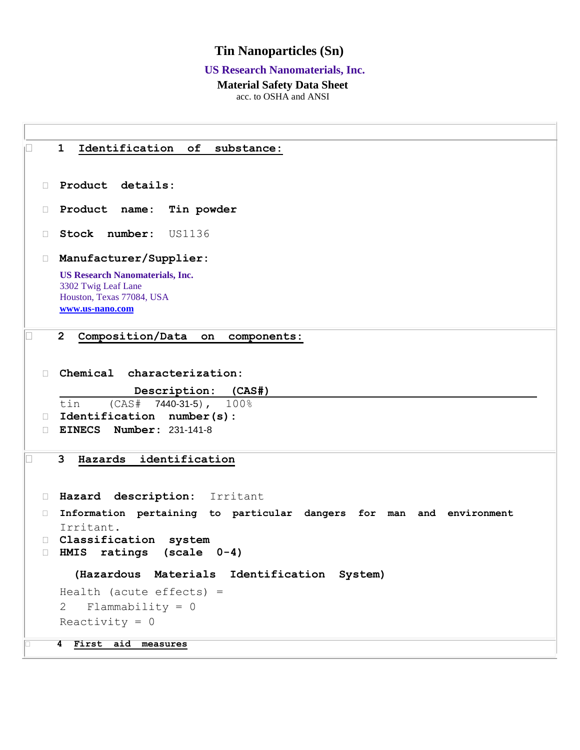# Tin Nanoparticles (Sn)

**US Research Nanomaterials, Inc.**

**Material Safety Data Sheet**

acc. to OSHA and ANSI

## 1 Identification of substance:

- **Product details:**
- **Product name: Tin powder**
- **Stock number:** US1136
- **Manufacturer/Supplier:**

**US Research Nanomaterials, Inc.**
3302 Twig Leaf Lane
Houston, Texas 77084, USA
**www.us-nano.com**

## 2 Composition/Data on components:

- **Chemical characterization:**

**Description: (CAS#)**

tin (CAS# 7440-31-5), 100%

- **Identification number(s):**
- **EINECS Number:** 231-141-8

## 3 Hazards identification

- **Hazard description:** Irritant
- **Information pertaining to particular dangers for man and environment**
  Irritant.
- **Classification system**
- **HMIS ratings (scale 0-4)**

**(Hazardous Materials Identification System)**

Health (acute effects) =
2 Flammability = 0
Reactivity = 0

## 4 First aid measures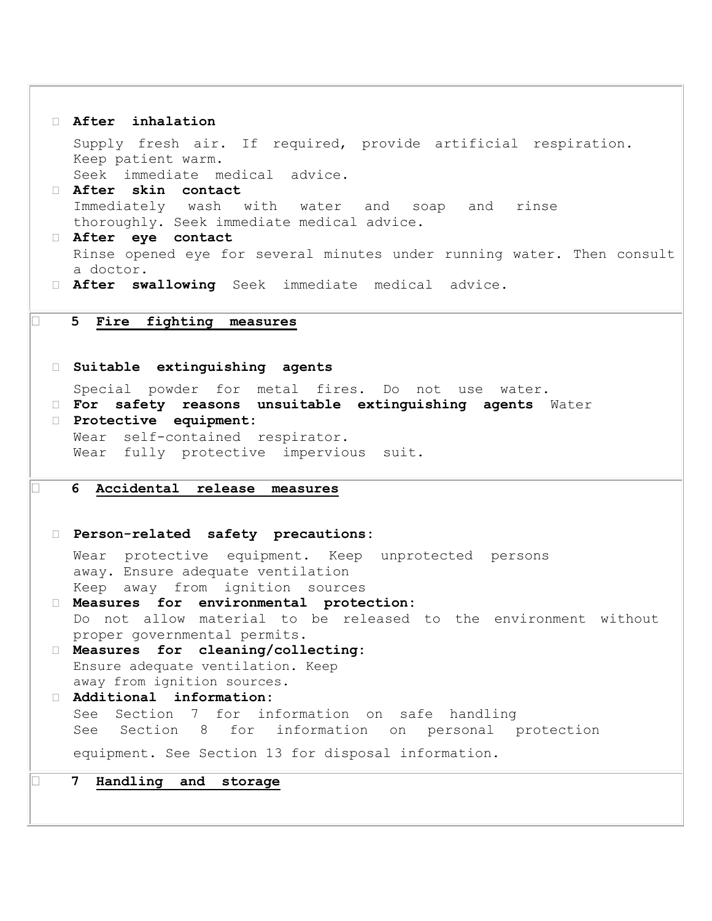- **After inhalation**

  Supply fresh air. If required, provide artificial respiration. Keep patient warm.
  Seek immediate medical advice.
- **After skin contact**
  Immediately wash with water and soap and rinse thoroughly. Seek immediate medical advice.
- **After eye contact**
  Rinse opened eye for several minutes under running water. Then consult a doctor.
- **After swallowing** Seek immediate medical advice.

## 5 Fire fighting measures

- **Suitable extinguishing agents**

  Special powder for metal fires. Do not use water.
- **For safety reasons unsuitable extinguishing agents** Water
- **Protective equipment:**
  Wear self-contained respirator.
  Wear fully protective impervious suit.

## 6 Accidental release measures

- **Person-related safety precautions:**

  Wear protective equipment. Keep unprotected persons away. Ensure adequate ventilation
  Keep away from ignition sources
- **Measures for environmental protection:**
  Do not allow material to be released to the environment without proper governmental permits.
- **Measures for cleaning/collecting:**
  Ensure adequate ventilation. Keep away from ignition sources.
- **Additional information:**
  See Section 7 for information on safe handling
  See Section 8 for information on personal protection

  equipment. See Section 13 for disposal information.

## 7 Handling and storage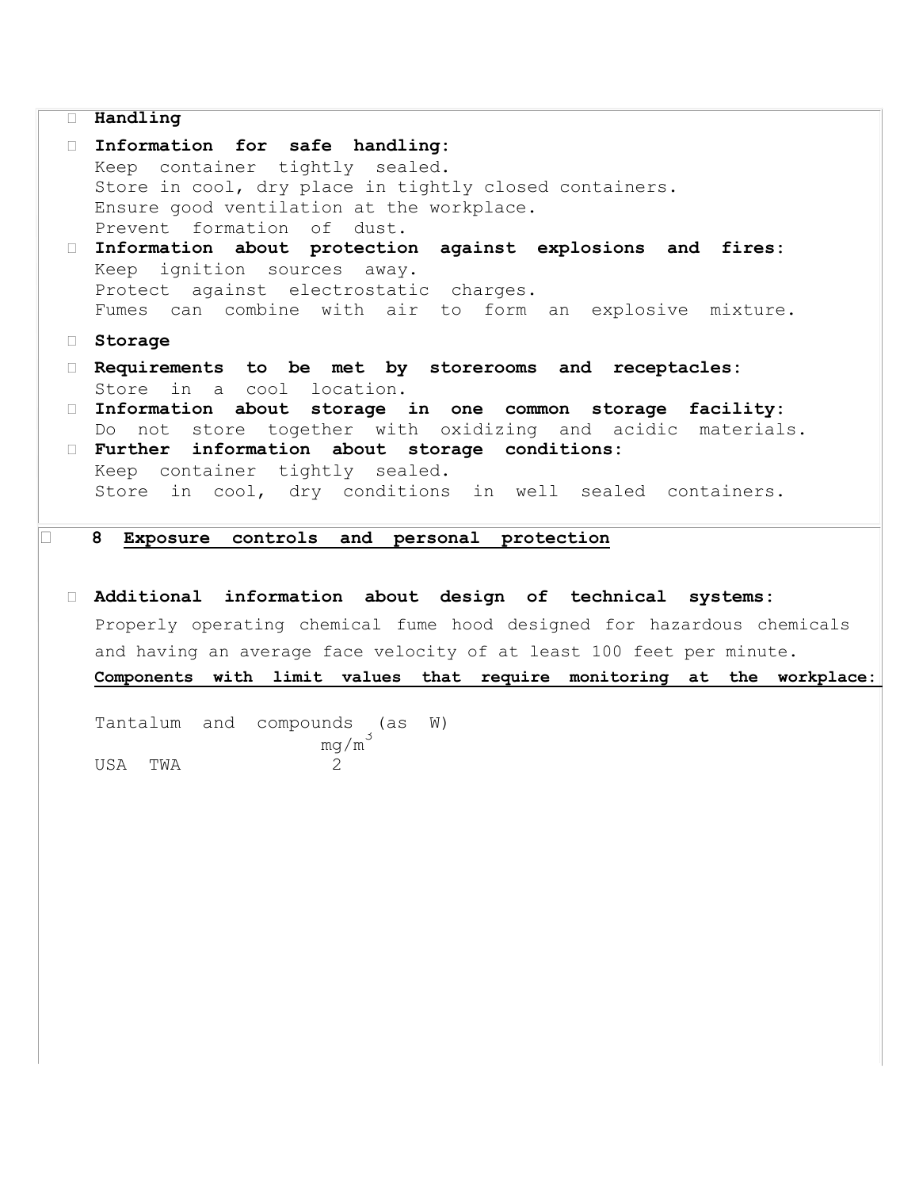**Handling**

**Information for safe handling:**
Keep container tightly sealed.
Store in cool, dry place in tightly closed containers.
Ensure good ventilation at the workplace.
Prevent formation of dust.

**Information about protection against explosions and fires:**
Keep ignition sources away.
Protect against electrostatic charges.
Fumes can combine with air to form an explosive mixture.

**Storage**

**Requirements to be met by storerooms and receptacles:**
Store in a cool location.

**Information about storage in one common storage facility:**
Do not store together with oxidizing and acidic materials.

**Further information about storage conditions:**
Keep container tightly sealed.
Store in cool, dry conditions in well sealed containers.

## 8 Exposure controls and personal protection

**Additional information about design of technical systems:**
Properly operating chemical fume hood designed for hazardous chemicals and having an average face velocity of at least 100 feet per minute.

**Components with limit values that require monitoring at the workplace:**

Tantalum and compounds (as W)

| | $mg/m^3$ |
|---|---|
| USA TWA | 2 |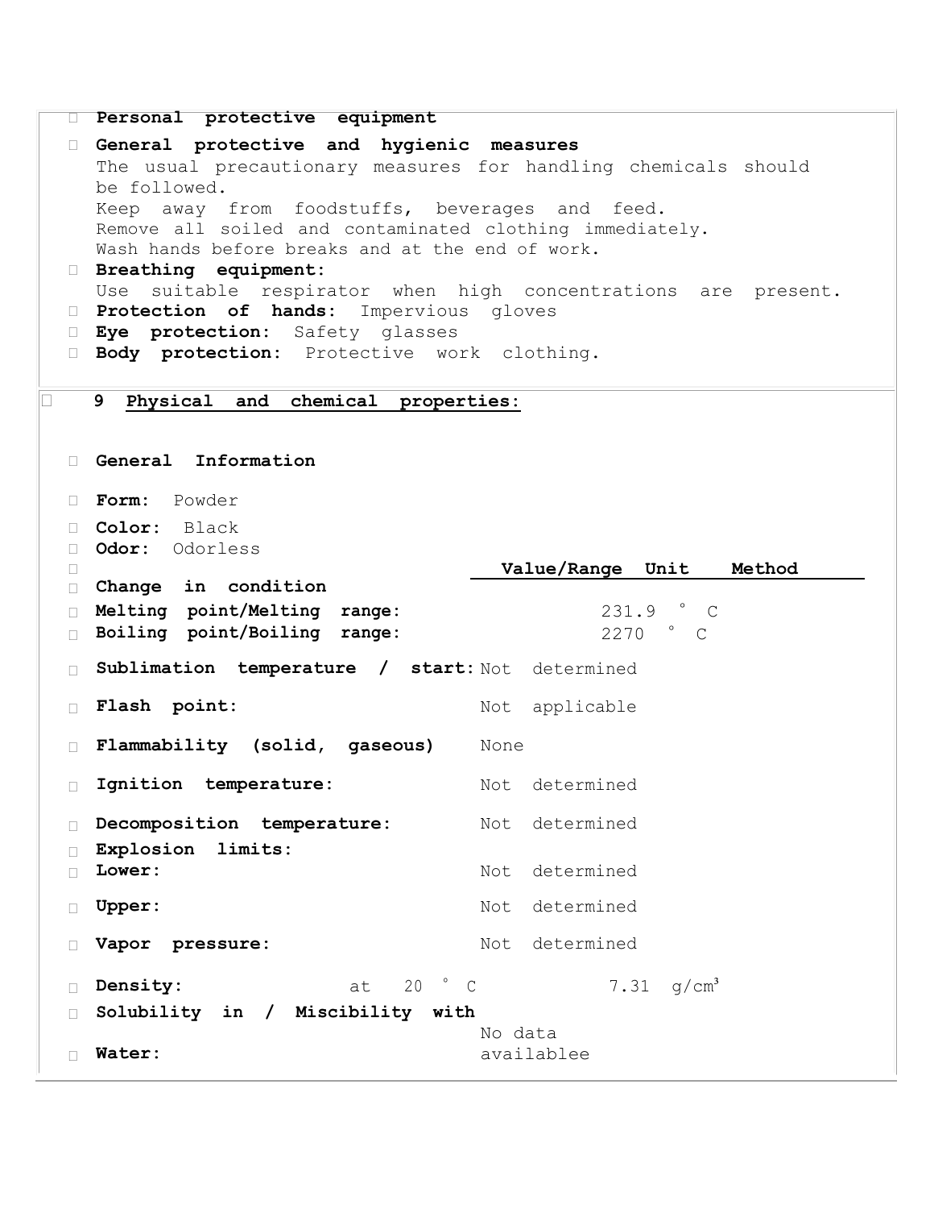**Personal protective equipment**

**General protective and hygienic measures**

The usual precautionary measures for handling chemicals should be followed.
Keep away from foodstuffs, beverages and feed.
Remove all soiled and contaminated clothing immediately.
Wash hands before breaks and at the end of work.

**Breathing equipment:**
Use suitable respirator when high concentrations are present.

**Protection of hands:** Impervious gloves

**Eye protection:** Safety glasses

**Body protection:** Protective work clothing.

## 9 Physical and chemical properties:

**General Information**

**Form:** Powder

**Color:** Black

**Odor:** Odorless

| | Value/Range | Unit | Method |
|---|---|---|---|
| **Change in condition** | | | |
| **Melting point/Melting range:** | 231.9 | °C | |
| **Boiling point/Boiling range:** | 2270 | °C | |
| **Sublimation temperature / start:** | Not determined | | |
| **Flash point:** | Not applicable | | |
| **Flammability (solid, gaseous)** | None | | |
| **Ignition temperature:** | Not determined | | |
| **Decomposition temperature:** | Not determined | | |
| **Explosion limits:** | | | |
| **Lower:** | Not determined | | |
| **Upper:** | Not determined | | |
| **Vapor pressure:** | Not determined | | |
| **Density:** at 20 °C | 7.31 | $g/cm^3$ | |
| **Solubility in / Miscibility with** | | | |
| **Water:** | No data availablee | | |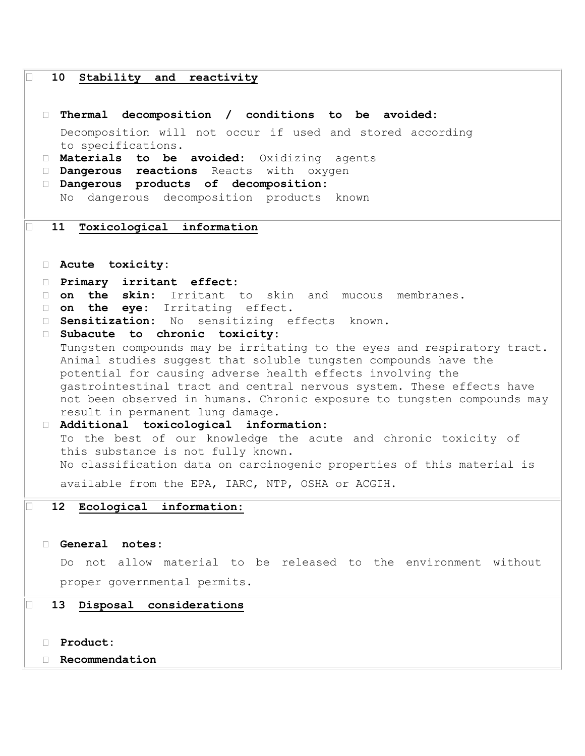## 10 Stability and reactivity

- **Thermal decomposition / conditions to be avoided:**
  Decomposition will not occur if used and stored according to specifications.
- **Materials to be avoided:** Oxidizing agents
- **Dangerous reactions** Reacts with oxygen
- **Dangerous products of decomposition:**
  No dangerous decomposition products known

## 11 Toxicological information

- **Acute toxicity:**
- **Primary irritant effect:**
- **on the skin:** Irritant to skin and mucous membranes.
- **on the eye:** Irritating effect.
- **Sensitization:** No sensitizing effects known.
- **Subacute to chronic toxicity:**
  Tungsten compounds may be irritating to the eyes and respiratory tract. Animal studies suggest that soluble tungsten compounds have the potential for causing adverse health effects involving the gastrointestinal tract and central nervous system. These effects have not been observed in humans. Chronic exposure to tungsten compounds may result in permanent lung damage.
- **Additional toxicological information:**
  To the best of our knowledge the acute and chronic toxicity of this substance is not fully known.
  No classification data on carcinogenic properties of this material is available from the EPA, IARC, NTP, OSHA or ACGIH.

## 12 Ecological information:

- **General notes:**
  Do not allow material to be released to the environment without proper governmental permits.

## 13 Disposal considerations

- **Product:**
- **Recommendation**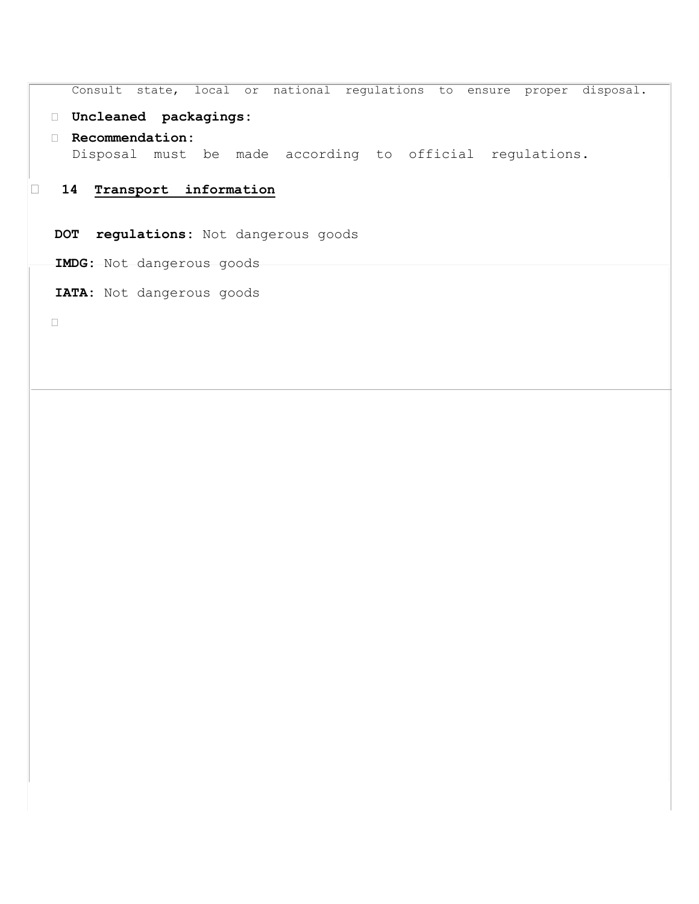Consult state, local or national regulations to ensure proper disposal.

- **Uncleaned packagings:**
- **Recommendation:**
  Disposal must be made according to official regulations.

## 14 Transport information

**DOT regulations:** Not dangerous goods

**IMDG:** Not dangerous goods

**IATA:** Not dangerous goods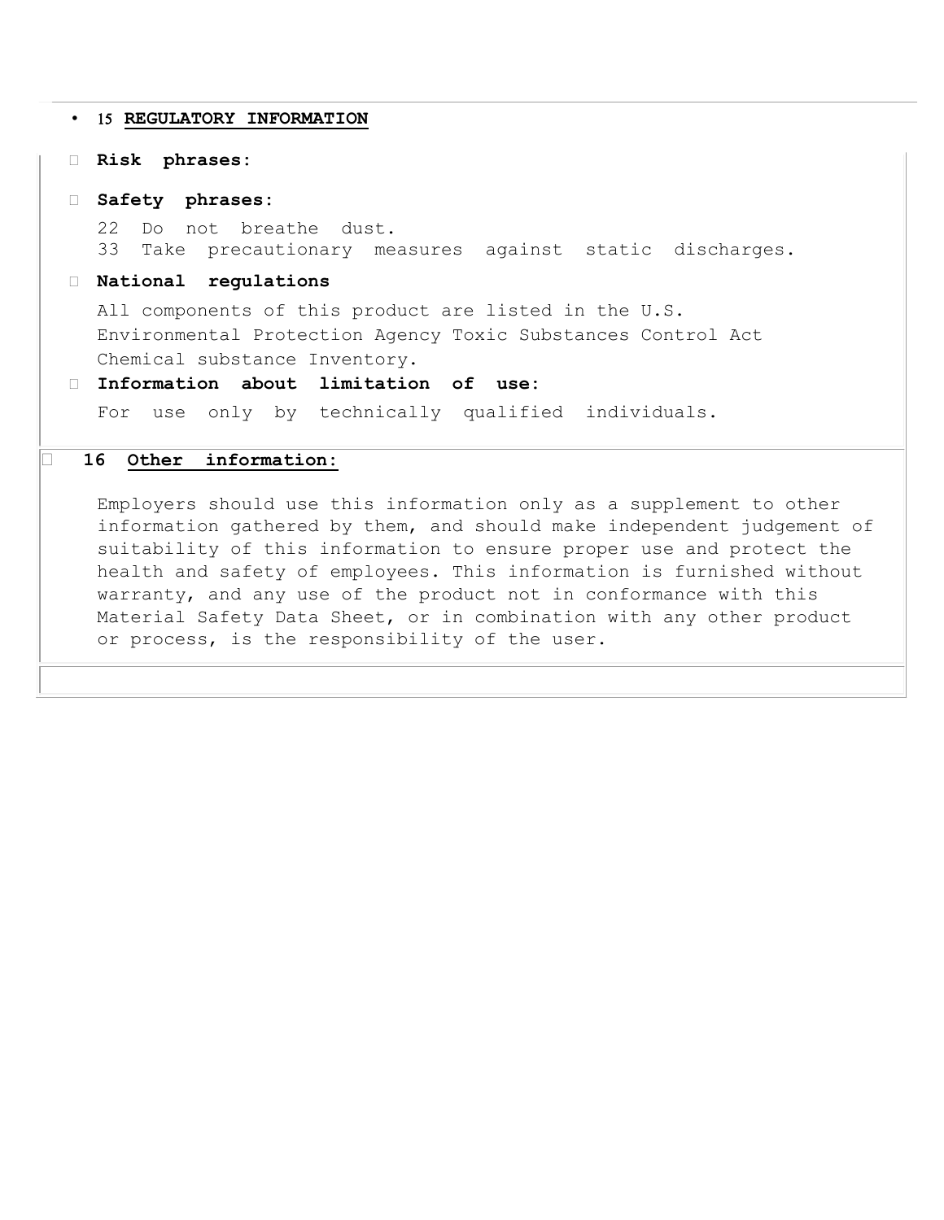## 15 REGULATORY INFORMATION

- **Risk phrases:**
- **Safety phrases:**

  22 Do not breathe dust.
  33 Take precautionary measures against static discharges.

- **National regulations**

  All components of this product are listed in the U.S. Environmental Protection Agency Toxic Substances Control Act Chemical substance Inventory.

- **Information about limitation of use:**

  For use only by technically qualified individuals.

## 16 Other information:

Employers should use this information only as a supplement to other information gathered by them, and should make independent judgement of suitability of this information to ensure proper use and protect the health and safety of employees. This information is furnished without warranty, and any use of the product not in conformance with this Material Safety Data Sheet, or in combination with any other product or process, is the responsibility of the user.